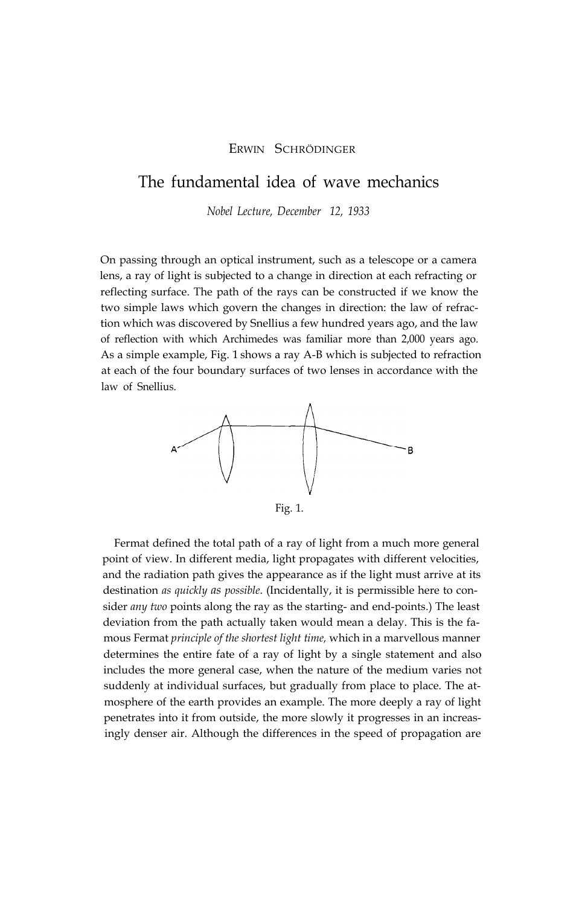ERWIN SCHRÖDINGER

# The fundamental idea of wave mechanics

*Nobel Lecture, December 12, 1933*

On passing through an optical instrument, such as a telescope or a camera lens, a ray of light is subjected to a change in direction at each refracting or reflecting surface. The path of the rays can be constructed if we know the two simple laws which govern the changes in direction: the law of refraction which was discovered by Snellius a few hundred years ago, and the law of reflection with which Archimedes was familiar more than 2,000 years ago. As a simple example, Fig. 1 shows a ray A-B which is subjected to refraction at each of the four boundary surfaces of two lenses in accordance with the law of Snellius.

Fig. 1.

Fermat defined the total path of a ray of light from a much more general point of view. In different media, light propagates with different velocities, and the radiation path gives the appearance as if the light must arrive at its destination *as quickly as possible*. (Incidentally, it is permissible here to consider *any two* points along the ray as the starting- and end-points.) The least deviation from the path actually taken would mean a delay. This is the famous Fermat *principle of the shortest light time,* which in a marvellous manner determines the entire fate of a ray of light by a single statement and also includes the more general case, when the nature of the medium varies not suddenly at individual surfaces, but gradually from place to place. The atmosphere of the earth provides an example. The more deeply a ray of light penetrates into it from outside, the more slowly it progresses in an increasingly denser air. Although the differences in the speed of propagation are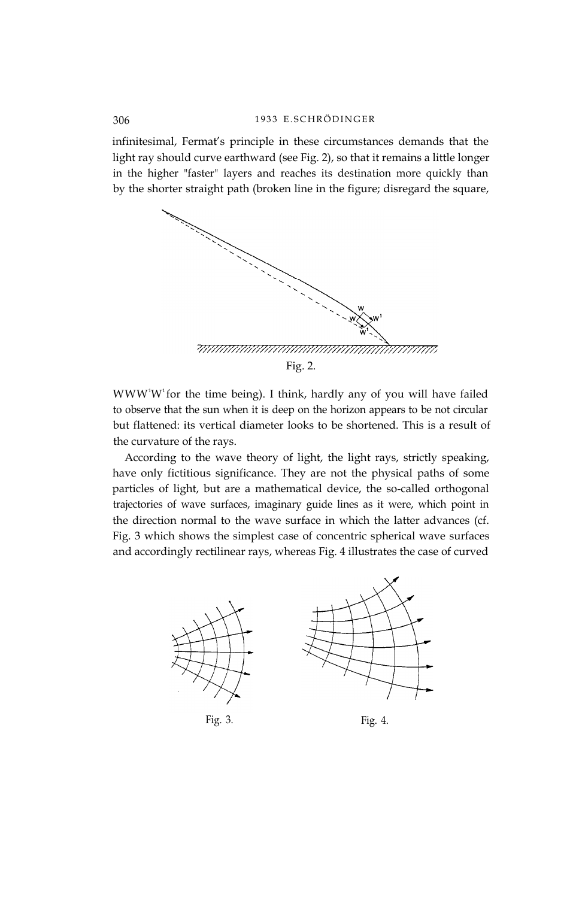infinitesimal, Fermat's principle in these circumstances demands that the light ray should curve earthward (see Fig. 2), so that it remains a little longer in the higher "faster" layers and reaches its destination more quickly than by the shorter straight path (broken line in the figure; disregard the square,

Fig. 2.

$WWW^1W^1$ for the time being). I think, hardly any of you will have failed to observe that the sun when it is deep on the horizon appears to be not circular but flattened: its vertical diameter looks to be shortened. This is a result of the curvature of the rays.

According to the wave theory of light, the light rays, strictly speaking, have only fictitious significance. They are not the physical paths of some particles of light, but are a mathematical device, the so-called orthogonal trajectories of wave surfaces, imaginary guide lines as it were, which point in the direction normal to the wave surface in which the latter advances (cf. Fig. 3 which shows the simplest case of concentric spherical wave surfaces and accordingly rectilinear rays, whereas Fig. 4 illustrates the case of curved

Fig. 3.

Fig. 4.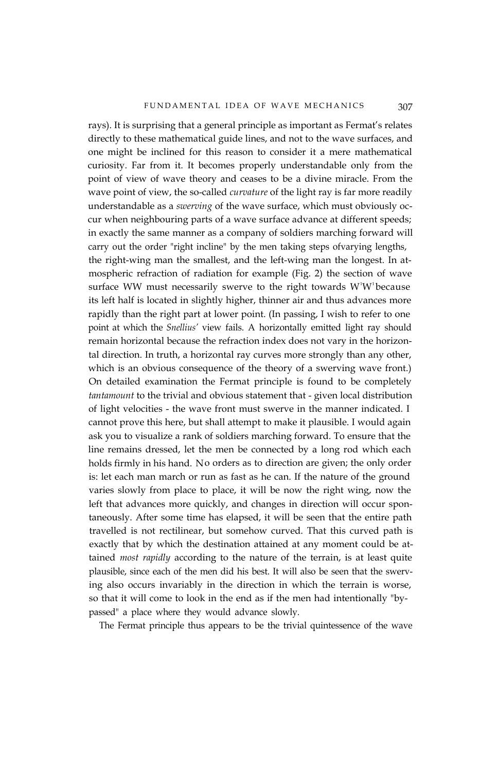rays). It is surprising that a general principle as important as Fermat's relates directly to these mathematical guide lines, and not to the wave surfaces, and one might be inclined for this reason to consider it a mere mathematical curiosity. Far from it. It becomes properly understandable only from the point of view of wave theory and ceases to be a divine miracle. From the wave point of view, the so-called *curvature* of the light ray is far more readily understandable as a *swerving* of the wave surface, which must obviously occur when neighbouring parts of a wave surface advance at different speeds; in exactly the same manner as a company of soldiers marching forward will carry out the order "right incline" by the men taking steps ofvarying lengths, the right-wing man the smallest, and the left-wing man the longest. In atmospheric refraction of radiation for example (Fig. 2) the section of wave surface WW must necessarily swerve to the right towards $W^1W^1$ because its left half is located in slightly higher, thinner air and thus advances more rapidly than the right part at lower point. (In passing, I wish to refer to one point at which the *Snellius'* view fails. A horizontally emitted light ray should remain horizontal because the refraction index does not vary in the horizontal direction. In truth, a horizontal ray curves more strongly than any other, which is an obvious consequence of the theory of a swerving wave front.) On detailed examination the Fermat principle is found to be completely *tantamount* to the trivial and obvious statement that - given local distribution of light velocities - the wave front must swerve in the manner indicated. I cannot prove this here, but shall attempt to make it plausible. I would again ask you to visualize a rank of soldiers marching forward. To ensure that the line remains dressed, let the men be connected by a long rod which each holds firmly in his hand. No orders as to direction are given; the only order is: let each man march or run as fast as he can. If the nature of the ground varies slowly from place to place, it will be now the right wing, now the left that advances more quickly, and changes in direction will occur spontaneously. After some time has elapsed, it will be seen that the entire path travelled is not rectilinear, but somehow curved. That this curved path is exactly that by which the destination attained at any moment could be attained *most rapidly* according to the nature of the terrain, is at least quite plausible, since each of the men did his best. It will also be seen that the swerving also occurs invariably in the direction in which the terrain is worse, so that it will come to look in the end as if the men had intentionally "by-passed" a place where they would advance slowly.

The Fermat principle thus appears to be the trivial quintessence of the wave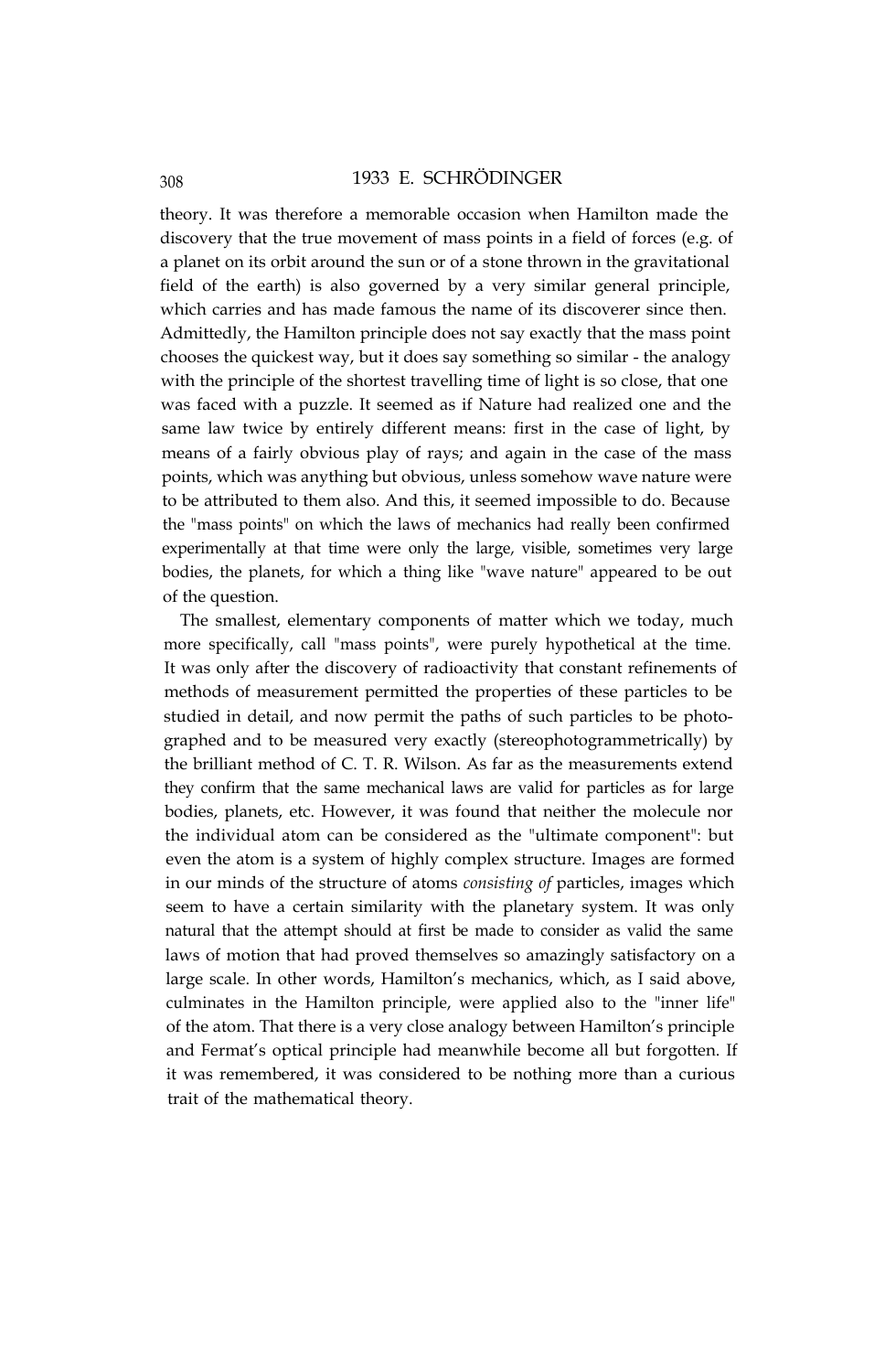theory. It was therefore a memorable occasion when Hamilton made the discovery that the true movement of mass points in a field of forces (e.g. of a planet on its orbit around the sun or of a stone thrown in the gravitational field of the earth) is also governed by a very similar general principle, which carries and has made famous the name of its discoverer since then. Admittedly, the Hamilton principle does not say exactly that the mass point chooses the quickest way, but it does say something so similar - the analogy with the principle of the shortest travelling time of light is so close, that one was faced with a puzzle. It seemed as if Nature had realized one and the same law twice by entirely different means: first in the case of light, by means of a fairly obvious play of rays; and again in the case of the mass points, which was anything but obvious, unless somehow wave nature were to be attributed to them also. And this, it seemed impossible to do. Because the "mass points" on which the laws of mechanics had really been confirmed experimentally at that time were only the large, visible, sometimes very large bodies, the planets, for which a thing like "wave nature" appeared to be out of the question.

The smallest, elementary components of matter which we today, much more specifically, call "mass points", were purely hypothetical at the time. It was only after the discovery of radioactivity that constant refinements of methods of measurement permitted the properties of these particles to be studied in detail, and now permit the paths of such particles to be photographed and to be measured very exactly (stereophotogrammetrically) by the brilliant method of C. T. R. Wilson. As far as the measurements extend they confirm that the same mechanical laws are valid for particles as for large bodies, planets, etc. However, it was found that neither the molecule nor the individual atom can be considered as the "ultimate component": but even the atom is a system of highly complex structure. Images are formed in our minds of the structure of atoms *consisting of* particles, images which seem to have a certain similarity with the planetary system. It was only natural that the attempt should at first be made to consider as valid the same laws of motion that had proved themselves so amazingly satisfactory on a large scale. In other words, Hamilton's mechanics, which, as I said above, culminates in the Hamilton principle, were applied also to the "inner life" of the atom. That there is a very close analogy between Hamilton's principle and Fermat's optical principle had meanwhile become all but forgotten. If it was remembered, it was considered to be nothing more than a curious trait of the mathematical theory.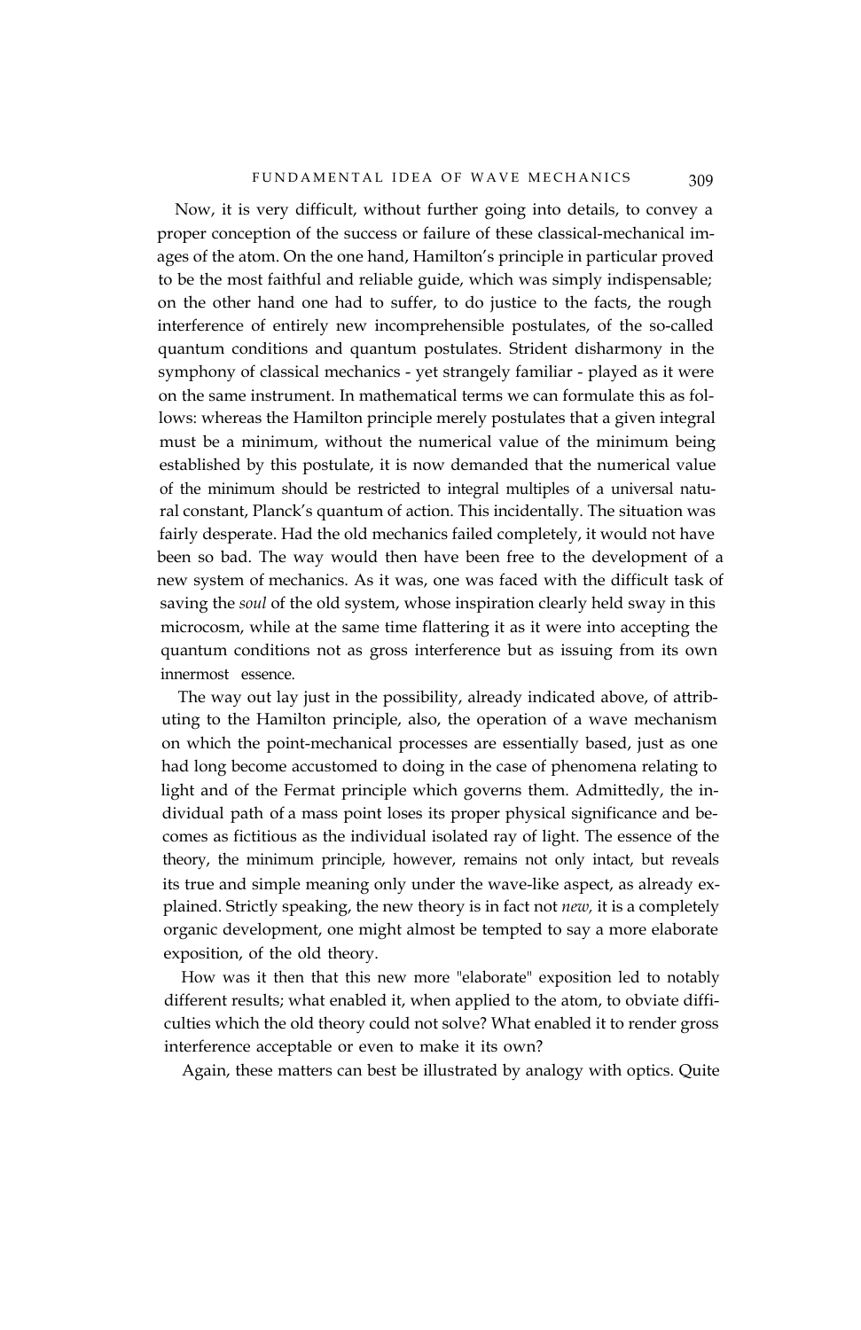Now, it is very difficult, without further going into details, to convey a proper conception of the success or failure of these classical-mechanical images of the atom. On the one hand, Hamilton's principle in particular proved to be the most faithful and reliable guide, which was simply indispensable; on the other hand one had to suffer, to do justice to the facts, the rough interference of entirely new incomprehensible postulates, of the so-called quantum conditions and quantum postulates. Strident disharmony in the symphony of classical mechanics - yet strangely familiar - played as it were on the same instrument. In mathematical terms we can formulate this as follows: whereas the Hamilton principle merely postulates that a given integral must be a minimum, without the numerical value of the minimum being established by this postulate, it is now demanded that the numerical value of the minimum should be restricted to integral multiples of a universal natural constant, Planck's quantum of action. This incidentally. The situation was fairly desperate. Had the old mechanics failed completely, it would not have been so bad. The way would then have been free to the development of a new system of mechanics. As it was, one was faced with the difficult task of saving the *soul* of the old system, whose inspiration clearly held sway in this microcosm, while at the same time flattering it as it were into accepting the quantum conditions not as gross interference but as issuing from its own innermost essence.

The way out lay just in the possibility, already indicated above, of attributing to the Hamilton principle, also, the operation of a wave mechanism on which the point-mechanical processes are essentially based, just as one had long become accustomed to doing in the case of phenomena relating to light and of the Fermat principle which governs them. Admittedly, the individual path of a mass point loses its proper physical significance and becomes as fictitious as the individual isolated ray of light. The essence of the theory, the minimum principle, however, remains not only intact, but reveals its true and simple meaning only under the wave-like aspect, as already explained. Strictly speaking, the new theory is in fact not *new,* it is a completely organic development, one might almost be tempted to say a more elaborate exposition, of the old theory.

How was it then that this new more "elaborate" exposition led to notably different results; what enabled it, when applied to the atom, to obviate difficulties which the old theory could not solve? What enabled it to render gross interference acceptable or even to make it its own?

Again, these matters can best be illustrated by analogy with optics. Quite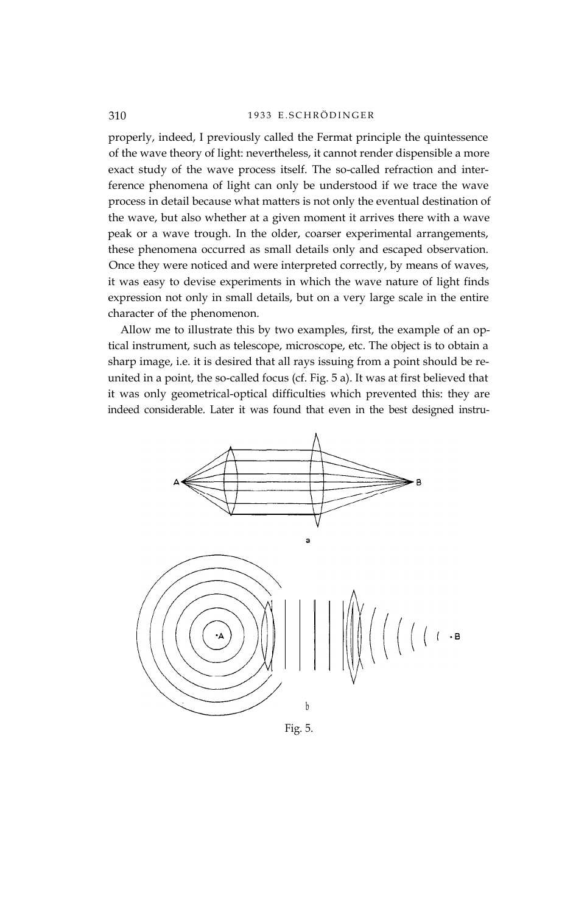properly, indeed, I previously called the Fermat principle the quintessence of the wave theory of light: nevertheless, it cannot render dispensible a more exact study of the wave process itself. The so-called refraction and interference phenomena of light can only be understood if we trace the wave process in detail because what matters is not only the eventual destination of the wave, but also whether at a given moment it arrives there with a wave peak or a wave trough. In the older, coarser experimental arrangements, these phenomena occurred as small details only and escaped observation. Once they were noticed and were interpreted correctly, by means of waves, it was easy to devise experiments in which the wave nature of light finds expression not only in small details, but on a very large scale in the entire character of the phenomenon.

Allow me to illustrate this by two examples, first, the example of an optical instrument, such as telescope, microscope, etc. The object is to obtain a sharp image, i.e. it is desired that all rays issuing from a point should be reunited in a point, the so-called focus (cf. Fig. 5 a). It was at first believed that it was only geometrical-optical difficulties which prevented this: they are indeed considerable. Later it was found that even in the best designed instru-

Fig. 5.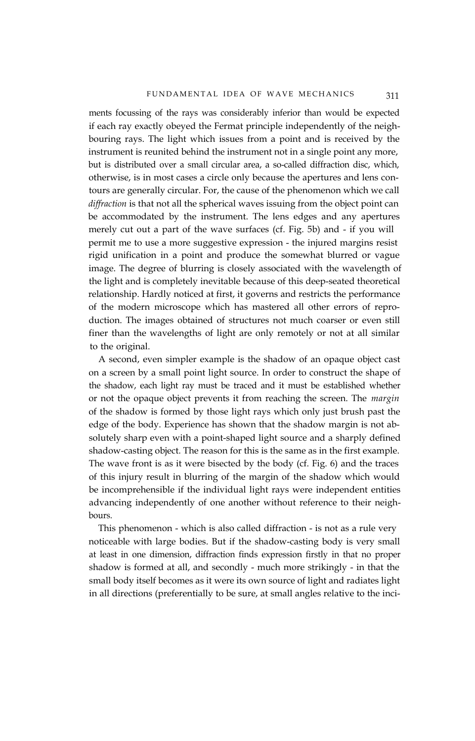ments focussing of the rays was considerably inferior than would be expected if each ray exactly obeyed the Fermat principle independently of the neighbouring rays. The light which issues from a point and is received by the instrument is reunited behind the instrument not in a single point any more, but is distributed over a small circular area, a so-called diffraction disc, which, otherwise, is in most cases a circle only because the apertures and lens contours are generally circular. For, the cause of the phenomenon which we call *diffraction* is that not all the spherical waves issuing from the object point can be accommodated by the instrument. The lens edges and any apertures merely cut out a part of the wave surfaces (cf. Fig. 5b) and - if you will permit me to use a more suggestive expression - the injured margins resist rigid unification in a point and produce the somewhat blurred or vague image. The degree of blurring is closely associated with the wavelength of the light and is completely inevitable because of this deep-seated theoretical relationship. Hardly noticed at first, it governs and restricts the performance of the modern microscope which has mastered all other errors of reproduction. The images obtained of structures not much coarser or even still finer than the wavelengths of light are only remotely or not at all similar to the original.

A second, even simpler example is the shadow of an opaque object cast on a screen by a small point light source. In order to construct the shape of the shadow, each light ray must be traced and it must be established whether or not the opaque object prevents it from reaching the screen. The *margin* of the shadow is formed by those light rays which only just brush past the edge of the body. Experience has shown that the shadow margin is not absolutely sharp even with a point-shaped light source and a sharply defined shadow-casting object. The reason for this is the same as in the first example. The wave front is as it were bisected by the body (cf. Fig. 6) and the traces of this injury result in blurring of the margin of the shadow which would be incomprehensible if the individual light rays were independent entities advancing independently of one another without reference to their neighbours.

This phenomenon - which is also called diffraction - is not as a rule very noticeable with large bodies. But if the shadow-casting body is very small at least in one dimension, diffraction finds expression firstly in that no proper shadow is formed at all, and secondly - much more strikingly - in that the small body itself becomes as it were its own source of light and radiates light in all directions (preferentially to be sure, at small angles relative to the inci-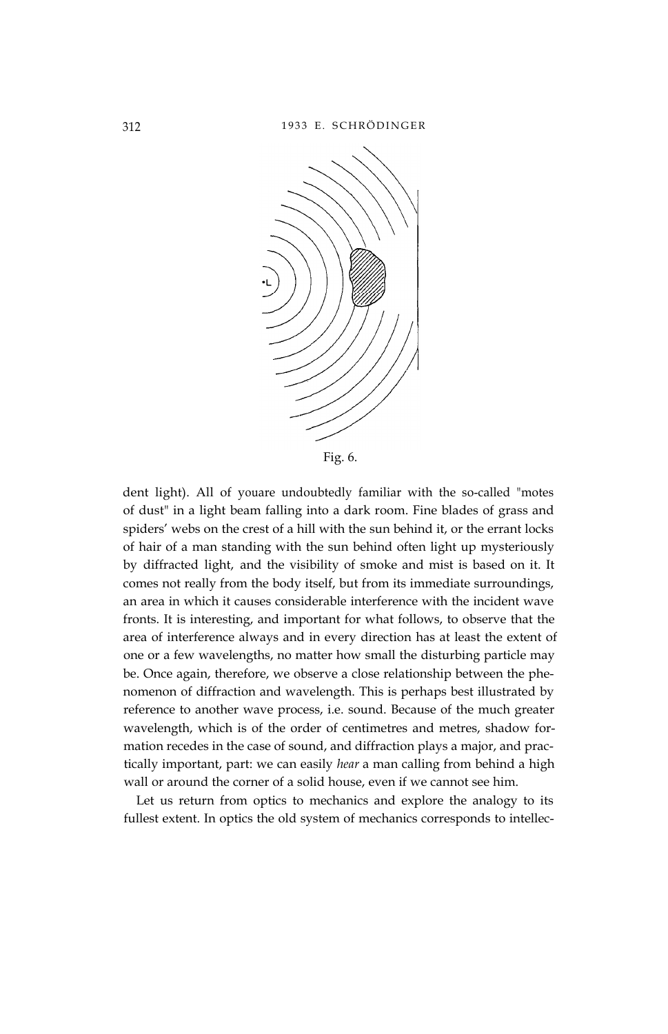Fig. 6.

dent light). All of youare undoubtedly familiar with the so-called "motes of dust" in a light beam falling into a dark room. Fine blades of grass and spiders' webs on the crest of a hill with the sun behind it, or the errant locks of hair of a man standing with the sun behind often light up mysteriously by diffracted light, and the visibility of smoke and mist is based on it. It comes not really from the body itself, but from its immediate surroundings, an area in which it causes considerable interference with the incident wave fronts. It is interesting, and important for what follows, to observe that the area of interference always and in every direction has at least the extent of one or a few wavelengths, no matter how small the disturbing particle may be. Once again, therefore, we observe a close relationship between the phenomenon of diffraction and wavelength. This is perhaps best illustrated by reference to another wave process, i.e. sound. Because of the much greater wavelength, which is of the order of centimetres and metres, shadow formation recedes in the case of sound, and diffraction plays a major, and practically important, part: we can easily *hear* a man calling from behind a high wall or around the corner of a solid house, even if we cannot see him.

Let us return from optics to mechanics and explore the analogy to its fullest extent. In optics the old system of mechanics corresponds to intellec-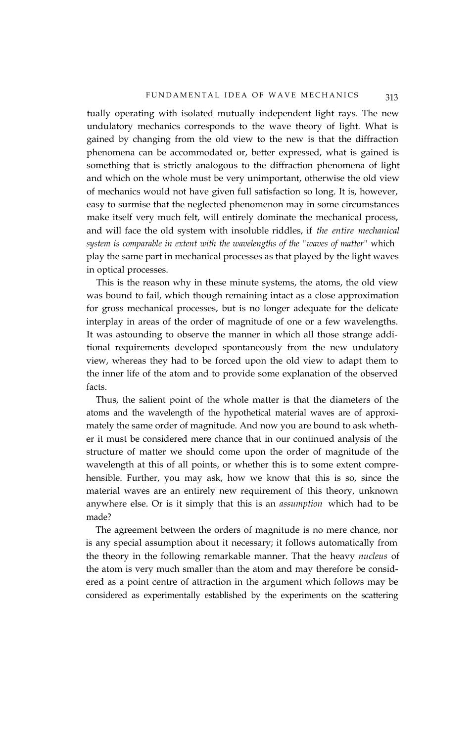tually operating with isolated mutually independent light rays. The new undulatory mechanics corresponds to the wave theory of light. What is gained by changing from the old view to the new is that the diffraction phenomena can be accommodated or, better expressed, what is gained is something that is strictly analogous to the diffraction phenomena of light and which on the whole must be very unimportant, otherwise the old view of mechanics would not have given full satisfaction so long. It is, however, easy to surmise that the neglected phenomenon may in some circumstances make itself very much felt, will entirely dominate the mechanical process, and will face the old system with insoluble riddles, if *the entire mechanical system is comparable in extent with the wavelengths of the "waves of matter"* which play the same part in mechanical processes as that played by the light waves in optical processes.

This is the reason why in these minute systems, the atoms, the old view was bound to fail, which though remaining intact as a close approximation for gross mechanical processes, but is no longer adequate for the delicate interplay in areas of the order of magnitude of one or a few wavelengths. It was astounding to observe the manner in which all those strange additional requirements developed spontaneously from the new undulatory view, whereas they had to be forced upon the old view to adapt them to the inner life of the atom and to provide some explanation of the observed facts.

Thus, the salient point of the whole matter is that the diameters of the atoms and the wavelength of the hypothetical material waves are of approximately the same order of magnitude. And now you are bound to ask whether it must be considered mere chance that in our continued analysis of the structure of matter we should come upon the order of magnitude of the wavelength at this of all points, or whether this is to some extent comprehensible. Further, you may ask, how we know that this is so, since the material waves are an entirely new requirement of this theory, unknown anywhere else. Or is it simply that this is an *assumption* which had to be made?

The agreement between the orders of magnitude is no mere chance, nor is any special assumption about it necessary; it follows automatically from the theory in the following remarkable manner. That the heavy *nucleus* of the atom is very much smaller than the atom and may therefore be considered as a point centre of attraction in the argument which follows may be considered as experimentally established by the experiments on the scattering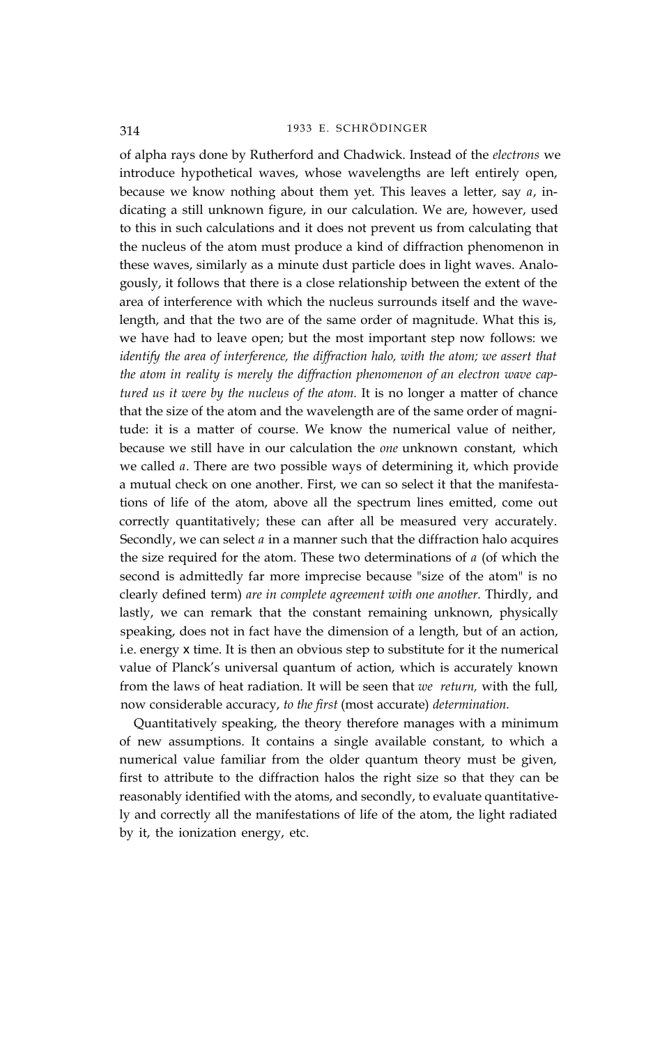of alpha rays done by Rutherford and Chadwick. Instead of the *electrons* we introduce hypothetical waves, whose wavelengths are left entirely open, because we know nothing about them yet. This leaves a letter, say *a*, indicating a still unknown figure, in our calculation. We are, however, used to this in such calculations and it does not prevent us from calculating that the nucleus of the atom must produce a kind of diffraction phenomenon in these waves, similarly as a minute dust particle does in light waves. Analogously, it follows that there is a close relationship between the extent of the area of interference with which the nucleus surrounds itself and the wavelength, and that the two are of the same order of magnitude. What this is, we have had to leave open; but the most important step now follows: we *identify the area of interference, the diffraction halo, with the atom; we assert that the atom in reality is merely the diffraction phenomenon of an electron wave captured us it were by the nucleus of the atom.* It is no longer a matter of chance that the size of the atom and the wavelength are of the same order of magnitude: it is a matter of course. We know the numerical value of neither, because we still have in our calculation the *one* unknown constant, which we called *a*. There are two possible ways of determining it, which provide a mutual check on one another. First, we can so select it that the manifestations of life of the atom, above all the spectrum lines emitted, come out correctly quantitatively; these can after all be measured very accurately. Secondly, we can select *a* in a manner such that the diffraction halo acquires the size required for the atom. These two determinations of *a* (of which the second is admittedly far more imprecise because "size of the atom" is no clearly defined term) *are in complete agreement with one another.* Thirdly, and lastly, we can remark that the constant remaining unknown, physically speaking, does not in fact have the dimension of a length, but of an action, i.e. energy x time. It is then an obvious step to substitute for it the numerical value of Planck's universal quantum of action, which is accurately known from the laws of heat radiation. It will be seen that *we return,* with the full, now considerable accuracy, *to the first* (most accurate) *determination.*

Quantitatively speaking, the theory therefore manages with a minimum of new assumptions. It contains a single available constant, to which a numerical value familiar from the older quantum theory must be given, first to attribute to the diffraction halos the right size so that they can be reasonably identified with the atoms, and secondly, to evaluate quantitatively and correctly all the manifestations of life of the atom, the light radiated by it, the ionization energy, etc.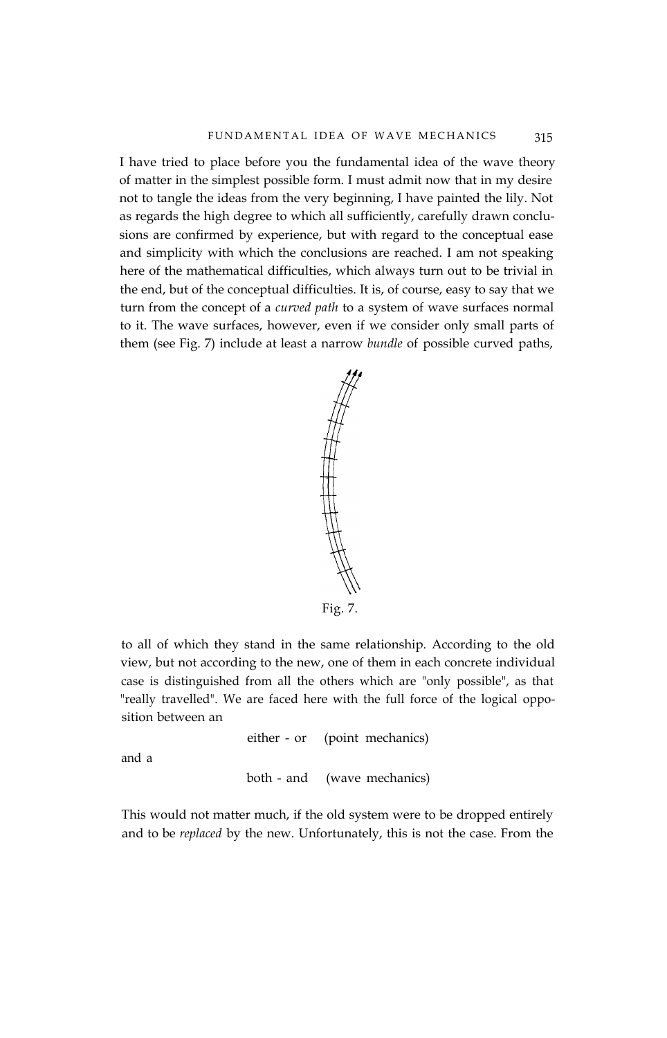I have tried to place before you the fundamental idea of the wave theory of matter in the simplest possible form. I must admit now that in my desire not to tangle the ideas from the very beginning, I have painted the lily. Not as regards the high degree to which all sufficiently, carefully drawn conclusions are confirmed by experience, but with regard to the conceptual ease and simplicity with which the conclusions are reached. I am not speaking here of the mathematical difficulties, which always turn out to be trivial in the end, but of the conceptual difficulties. It is, of course, easy to say that we turn from the concept of a *curved path* to a system of wave surfaces normal to it. The wave surfaces, however, even if we consider only small parts of them (see Fig. 7) include at least a narrow *bundle* of possible curved paths,

Fig. 7.

to all of which they stand in the same relationship. According to the old view, but not according to the new, one of them in each concrete individual case is distinguished from all the others which are "only possible", as that "really travelled". We are faced here with the full force of the logical opposition between an

either - or (point mechanics)

and a

both - and (wave mechanics)

This would not matter much, if the old system were to be dropped entirely and to be *replaced* by the new. Unfortunately, this is not the case. From the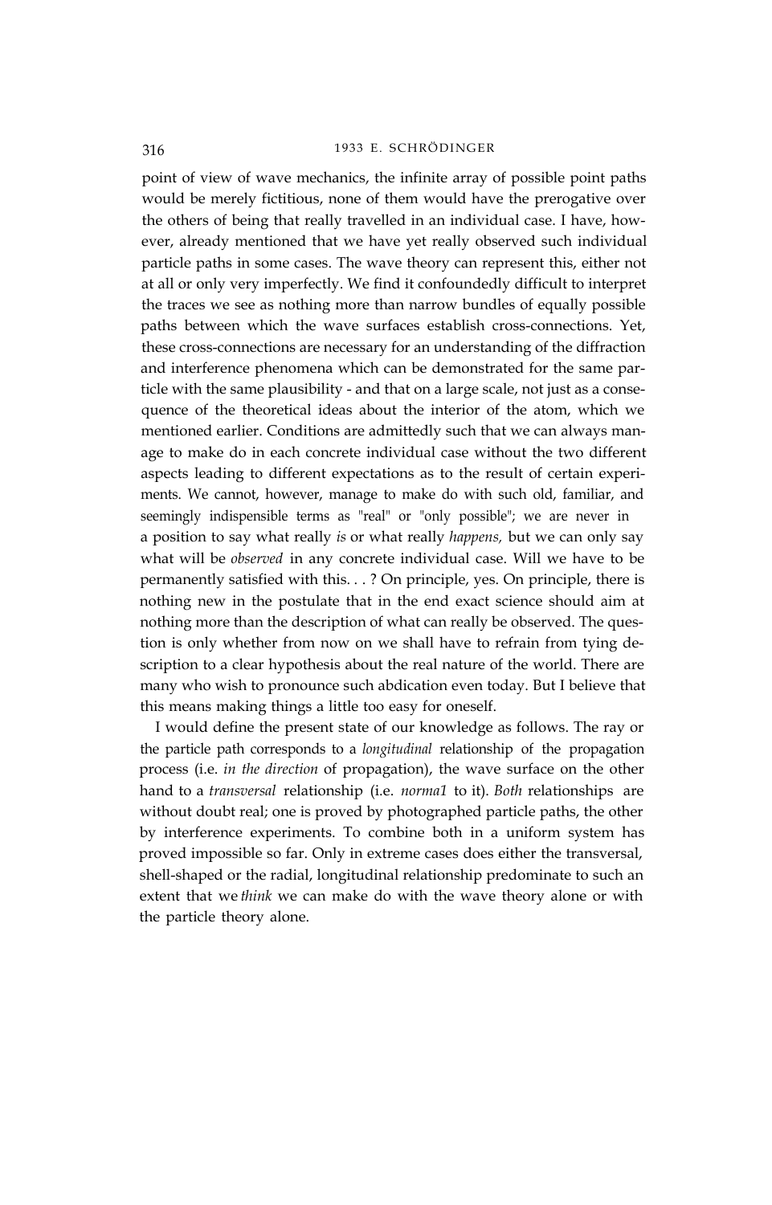point of view of wave mechanics, the infinite array of possible point paths would be merely fictitious, none of them would have the prerogative over the others of being that really travelled in an individual case. I have, however, already mentioned that we have yet really observed such individual particle paths in some cases. The wave theory can represent this, either not at all or only very imperfectly. We find it confoundedly difficult to interpret the traces we see as nothing more than narrow bundles of equally possible paths between which the wave surfaces establish cross-connections. Yet, these cross-connections are necessary for an understanding of the diffraction and interference phenomena which can be demonstrated for the same particle with the same plausibility - and that on a large scale, not just as a consequence of the theoretical ideas about the interior of the atom, which we mentioned earlier. Conditions are admittedly such that we can always manage to make do in each concrete individual case without the two different aspects leading to different expectations as to the result of certain experiments. We cannot, however, manage to make do with such old, familiar, and seemingly indispensible terms as "real" or "only possible"; we are never in a position to say what really *is* or what really *happens,* but we can only say what will be *observed* in any concrete individual case. Will we have to be permanently satisfied with this. . . ? On principle, yes. On principle, there is nothing new in the postulate that in the end exact science should aim at nothing more than the description of what can really be observed. The question is only whether from now on we shall have to refrain from tying description to a clear hypothesis about the real nature of the world. There are many who wish to pronounce such abdication even today. But I believe that this means making things a little too easy for oneself.

I would define the present state of our knowledge as follows. The ray or the particle path corresponds to a *longitudinal* relationship of the propagation process (i.e. *in the direction* of propagation), the wave surface on the other hand to a *transversal* relationship (i.e. *norma1* to it). *Both* relationships are without doubt real; one is proved by photographed particle paths, the other by interference experiments. To combine both in a uniform system has proved impossible so far. Only in extreme cases does either the transversal, shell-shaped or the radial, longitudinal relationship predominate to such an extent that we *think* we can make do with the wave theory alone or with the particle theory alone.